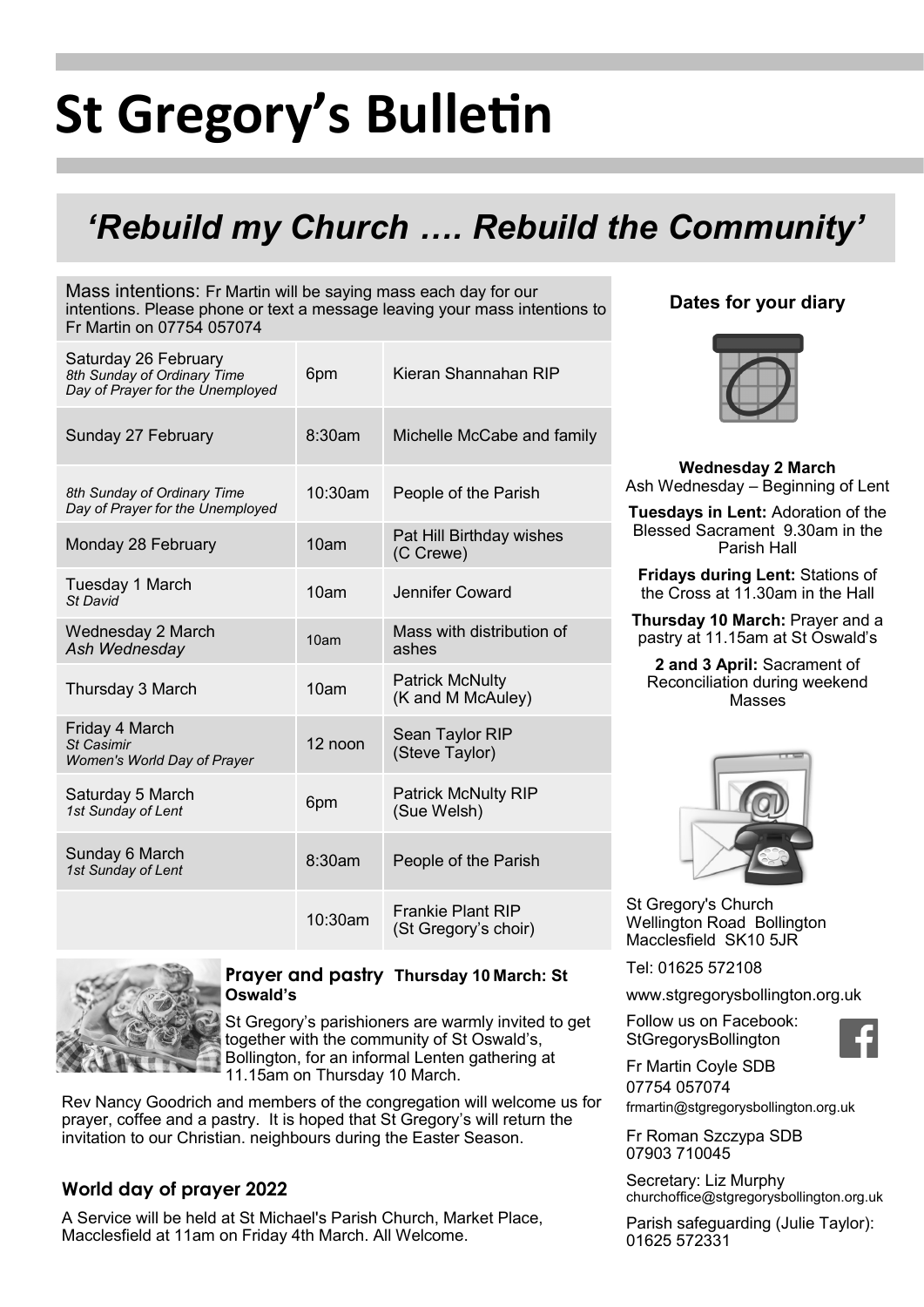# St Gregory's Bulletin

## *'Rebuild my Church …. Rebuild the Community'*

Mass intentions: Fr Martin will be saying mass each day for our intentions. Please phone or text a message leaving your mass intentions to Fr Martin on 07754 057074

| Day | Time | Intention |
|---|---|---|
| Saturday 26 February *8th Sunday of Ordinary Time* *Day of Prayer for the Unemployed* | 6pm | Kieran Shannahan RIP |
| Sunday 27 February | 8:30am | Michelle McCabe and family |
| *8th Sunday of Ordinary Time* *Day of Prayer for the Unemployed* | 10:30am | People of the Parish |
| Monday 28 February | 10am | Pat Hill Birthday wishes (C Crewe) |
| Tuesday 1 March *St David* | 10am | Jennifer Coward |
| Wednesday 2 March *Ash Wednesday* | 10am | Mass with distribution of ashes |
| Thursday 3 March | 10am | Patrick McNulty (K and M McAuley) |
| Friday 4 March *St Casimir* *Women's World Day of Prayer* | 12 noon | Sean Taylor RIP (Steve Taylor) |
| Saturday 5 March *1st Sunday of Lent* | 6pm | Patrick McNulty RIP (Sue Welsh) |
| Sunday 6 March *1st Sunday of Lent* | 8:30am | People of the Parish |
| | 10:30am | Frankie Plant RIP (St Gregory's choir) |

### Prayer and pastry Thursday 10 March: St Oswald's

St Gregory's parishioners are warmly invited to get together with the community of St Oswald's, Bollington, for an informal Lenten gathering at 11.15am on Thursday 10 March.

Rev Nancy Goodrich and members of the congregation will welcome us for prayer, coffee and a pastry. It is hoped that St Gregory's will return the invitation to our Christian. neighbours during the Easter Season.

### World day of prayer 2022

A Service will be held at St Michael's Parish Church, Market Place, Macclesfield at 11am on Friday 4th March. All Welcome.

### Dates for your diary

**Wednesday 2 March**
Ash Wednesday – Beginning of Lent

**Tuesdays in Lent:** Adoration of the Blessed Sacrament 9.30am in the Parish Hall

**Fridays during Lent:** Stations of the Cross at 11.30am in the Hall

**Thursday 10 March:** Prayer and a pastry at 11.15am at St Oswald's

**2 and 3 April:** Sacrament of Reconciliation during weekend Masses

St Gregory's Church
Wellington Road Bollington
Macclesfield SK10 5JR

Tel: 01625 572108

www.stgregorysbollington.org.uk

Follow us on Facebook: StGregorysBollington

Fr Martin Coyle SDB
07754 057074
frmartin@stgregorysbollington.org.uk

Fr Roman Szczypa SDB
07903 710045

Secretary: Liz Murphy
churchoffice@stgregorysbollington.org.uk

Parish safeguarding (Julie Taylor): 01625 572331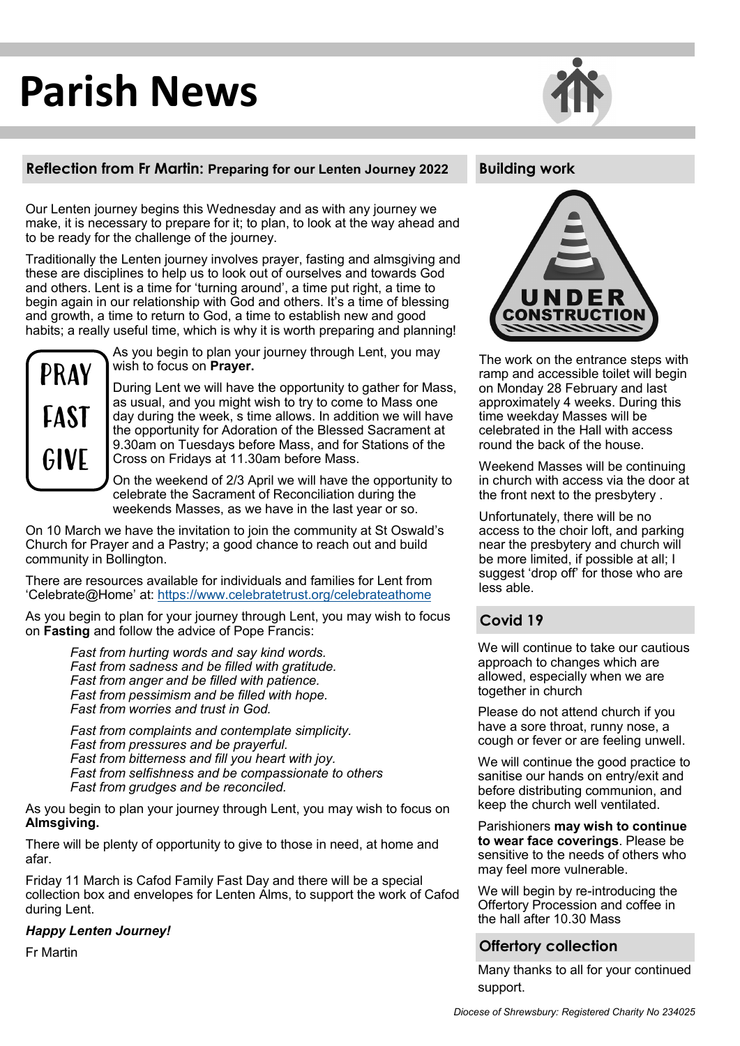# Parish News

## Reflection from Fr Martin: Preparing for our Lenten Journey 2022

Our Lenten journey begins this Wednesday and as with any journey we make, it is necessary to prepare for it; to plan, to look at the way ahead and to be ready for the challenge of the journey.

Traditionally the Lenten journey involves prayer, fasting and almsgiving and these are disciplines to help us to look out of ourselves and towards God and others. Lent is a time for 'turning around', a time put right, a time to begin again in our relationship with God and others. It's a time of blessing and growth, a time to return to God, a time to establish new and good habits; a really useful time, which is why it is worth preparing and planning!

PRAY
FAST
GIVE

As you begin to plan your journey through Lent, you may wish to focus on **Prayer.**

During Lent we will have the opportunity to gather for Mass, as usual, and you might wish to try to come to Mass one day during the week, s time allows. In addition we will have the opportunity for Adoration of the Blessed Sacrament at 9.30am on Tuesdays before Mass, and for Stations of the Cross on Fridays at 11.30am before Mass.

On the weekend of 2/3 April we will have the opportunity to celebrate the Sacrament of Reconciliation during the weekends Masses, as we have in the last year or so.

On 10 March we have the invitation to join the community at St Oswald's Church for Prayer and a Pastry; a good chance to reach out and build community in Bollington.

There are resources available for individuals and families for Lent from 'Celebrate@Home' at: https://www.celebratetrust.org/celebrateathome

As you begin to plan for your journey through Lent, you may wish to focus on **Fasting** and follow the advice of Pope Francis:

*Fast from hurting words and say kind words.*
*Fast from sadness and be filled with gratitude.*
*Fast from anger and be filled with patience.*
*Fast from pessimism and be filled with hope.*
*Fast from worries and trust in God.*

*Fast from complaints and contemplate simplicity.*
*Fast from pressures and be prayerful.*
*Fast from bitterness and fill you heart with joy.*
*Fast from selfishness and be compassionate to others*
*Fast from grudges and be reconciled.*

As you begin to plan your journey through Lent, you may wish to focus on **Almsgiving.**

There will be plenty of opportunity to give to those in need, at home and afar.

Friday 11 March is Cafod Family Fast Day and there will be a special collection box and envelopes for Lenten Alms, to support the work of Cafod during Lent.

***Happy Lenten Journey!***

Fr Martin

## Building work

UNDER CONSTRUCTION

The work on the entrance steps with ramp and accessible toilet will begin on Monday 28 February and last approximately 4 weeks. During this time weekday Masses will be celebrated in the Hall with access round the back of the house.

Weekend Masses will be continuing in church with access via the door at the front next to the presbytery .

Unfortunately, there will be no access to the choir loft, and parking near the presbytery and church will be more limited, if possible at all; I suggest 'drop off' for those who are less able.

## Covid 19

We will continue to take our cautious approach to changes which are allowed, especially when we are together in church

Please do not attend church if you have a sore throat, runny nose, a cough or fever or are feeling unwell.

We will continue the good practice to sanitise our hands on entry/exit and before distributing communion, and keep the church well ventilated.

Parishioners **may wish to continue to wear face coverings**. Please be sensitive to the needs of others who may feel more vulnerable.

We will begin by re-introducing the Offertory Procession and coffee in the hall after 10.30 Mass

## Offertory collection

Many thanks to all for your continued support.

*Diocese of Shrewsbury: Registered Charity No 234025*